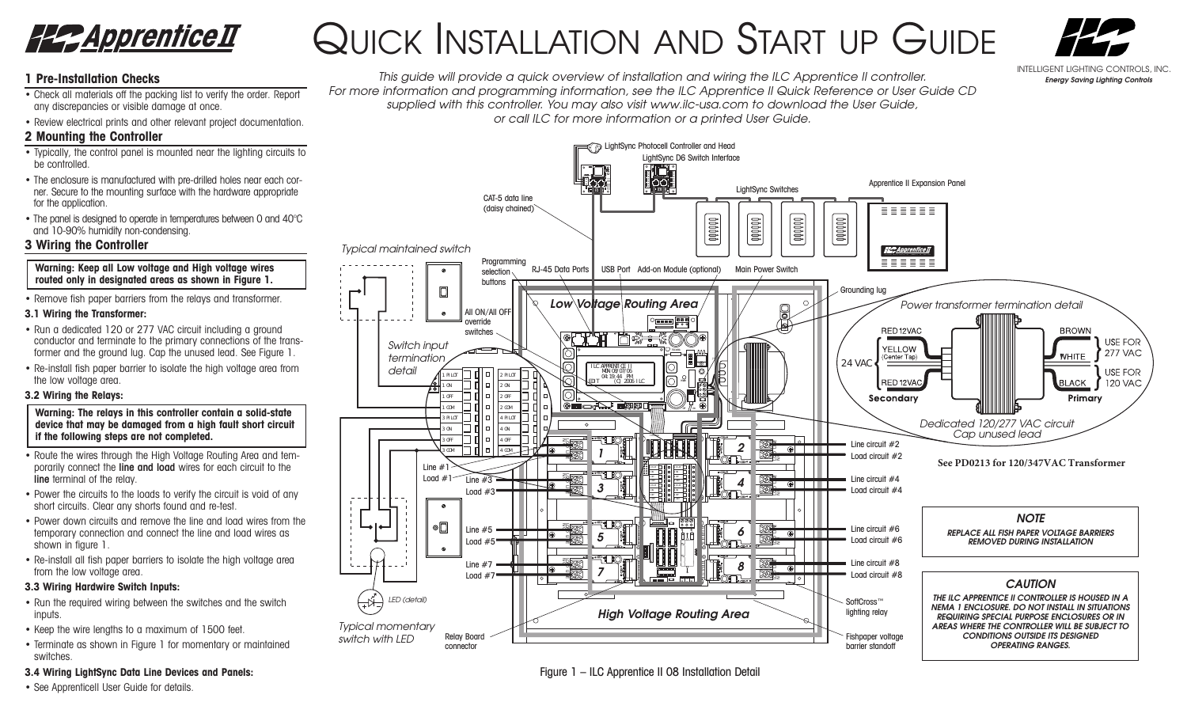# Apprentice II

# Quick Installation and Start up Guide

INTELLIGENT LIGHTING CONTROLS, INC.
*Energy Saving Lighting Controls*

*This guide will provide a quick overview of installation and wiring the ILC Apprentice II controller. For more information and programming information, see the ILC Apprentice II Quick Reference or User Guide CD supplied with this controller. You may also visit www.ilc-usa.com to download the User Guide, or call ILC for more information or a printed User Guide.*

## 1 Pre-Installation Checks

- Check all materials off the packing list to verify the order. Report any discrepancies or visible damage at once.
- Review electrical prints and other relevant project documentation.

## 2 Mounting the Controller

- Typically, the control panel is mounted near the lighting circuits to be controlled.
- The enclosure is manufactured with pre-drilled holes near each corner. Secure to the mounting surface with the hardware appropriate for the application.
- The panel is designed to operate in temperatures between 0 and 40°C and 10-90% humidity non-condensing.

## 3 Wiring the Controller

**Warning: Keep all Low voltage and High voltage wires routed only in designated areas as shown in Figure 1.**

- Remove fish paper barriers from the relays and transformer.

### 3.1 Wiring the Transformer:

- Run a dedicated 120 or 277 VAC circuit including a ground conductor and terminate to the primary connections of the transformer and the ground lug. Cap the unused lead. See Figure 1.
- Re-install fish paper barrier to isolate the high voltage area from the low voltage area.

### 3.2 Wiring the Relays:

**Warning: The relays in this controller contain a solid-state device that may be damaged from a high fault short circuit if the following steps are not completed.**

- Route the wires through the High Voltage Routing Area and temporarily connect the **line and load** wires for each circuit to the **line** terminal of the relay.
- Power the circuits to the loads to verify the circuit is void of any short circuits. Clear any shorts found and re-test.
- Power down circuits and remove the line and load wires from the temporary connection and connect the line and load wires as shown in figure 1.
- Re-install all fish paper barriers to isolate the high voltage area from the low voltage area.

### 3.3 Wiring Hardwire Switch Inputs:

- Run the required wiring between the switches and the switch inputs.
- Keep the wire lengths to a maximum of 1500 feet.
- Terminate as shown in Figure 1 for momentary or maintained switches.

### 3.4 Wiring LightSync Data Line Devices and Panels:

- See ApprenticeII User Guide for details.

Figure 1 – ILC Apprentice II 08 Installation Detail

See PD0213 for 120/347VAC Transformer

*NOTE*

*REPLACE ALL FISH PAPER VOLTAGE BARRIERS REMOVED DURING INSTALLATION*

*CAUTION*

*THE ILC APPRENTICE II CONTROLLER IS HOUSED IN A NEMA 1 ENCLOSURE. DO NOT INSTALL IN SITUATIONS REQUIRING SPECIAL PURPOSE ENCLOSURES OR IN AREAS WHERE THE CONTROLLER WILL BE SUBJECT TO CONDITIONS OUTSIDE ITS DESIGNED OPERATING RANGES.*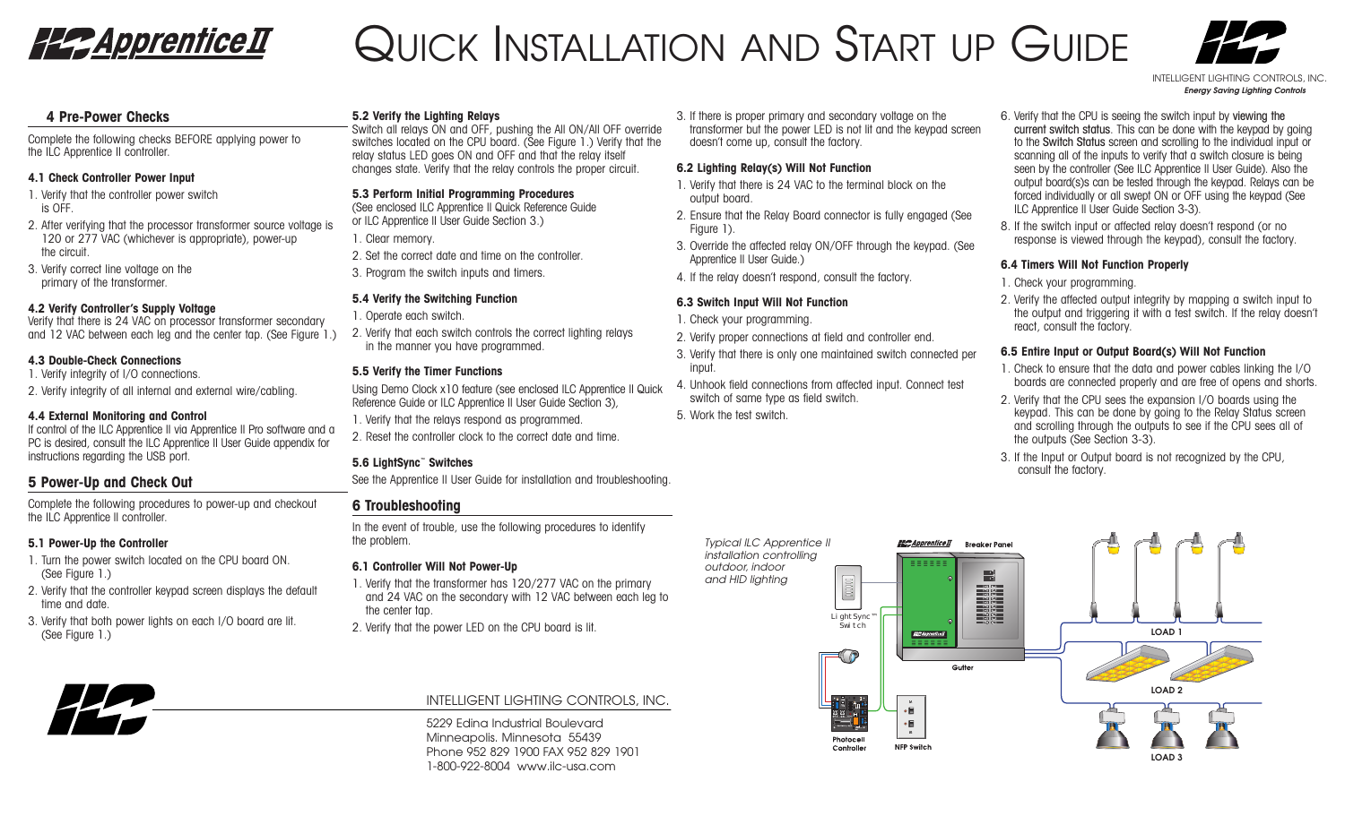# QUICK INSTALLATION AND START UP GUIDE

INTELLIGENT LIGHTING CONTROLS, INC.
*Energy Saving Lighting Controls*

## 4 Pre-Power Checks

Complete the following checks BEFORE applying power to the ILC Apprentice II controller.

### 4.1 Check Controller Power Input

1. Verify that the controller power switch is OFF.
2. After verifying that the processor transformer source voltage is 120 or 277 VAC (whichever is appropriate), power-up the circuit.
3. Verify correct line voltage on the primary of the transformer.

### 4.2 Verify Controller's Supply Voltage

Verify that there is 24 VAC on processor transformer secondary and 12 VAC between each leg and the center tap. (See Figure 1.)

### 4.3 Double-Check Connections

1. Verify integrity of I/O connections.
2. Verify integrity of all internal and external wire/cabling.

### 4.4 External Monitoring and Control

If control of the ILC Apprentice II via Apprentice II Pro software and a PC is desired, consult the ILC Apprentice II User Guide appendix for instructions regarding the USB port.

## 5 Power-Up and Check Out

Complete the following procedures to power-up and checkout the ILC Apprentice II controller.

### 5.1 Power-Up the Controller

1. Turn the power switch located on the CPU board ON. (See Figure 1.)
2. Verify that the controller keypad screen displays the default time and date.
3. Verify that both power lights on each I/O board are lit. (See Figure 1.)

### 5.2 Verify the Lighting Relays

Switch all relays ON and OFF, pushing the All ON/All OFF override switches located on the CPU board. (See Figure 1.) Verify that the relay status LED goes ON and OFF and that the relay itself changes state. Verify that the relay controls the proper circuit.

### 5.3 Perform Initial Programming Procedures

(See enclosed ILC Apprentice II Quick Reference Guide or ILC Apprentice II User Guide Section 3.)

1. Clear memory.
2. Set the correct date and time on the controller.
3. Program the switch inputs and timers.

### 5.4 Verify the Switching Function

1. Operate each switch.
2. Verify that each switch controls the correct lighting relays in the manner you have programmed.

### 5.5 Verify the Timer Functions

Using Demo Clock x10 feature (see enclosed ILC Apprentice II Quick Reference Guide or ILC Apprentice II User Guide Section 3),

1. Verify that the relays respond as programmed.
2. Reset the controller clock to the correct date and time.

### 5.6 LightSync™ Switches

See the Apprentice II User Guide for installation and troubleshooting.

## 6 Troubleshooting

In the event of trouble, use the following procedures to identify the problem.

### 6.1 Controller Will Not Power-Up

1. Verify that the transformer has 120/277 VAC on the primary and 24 VAC on the secondary with 12 VAC between each leg to the center tap.
2. Verify that the power LED on the CPU board is lit.
3. If there is proper primary and secondary voltage on the transformer but the power LED is not lit and the keypad screen doesn't come up, consult the factory.

### 6.2 Lighting Relay(s) Will Not Function

1. Verify that there is 24 VAC to the terminal block on the output board.
2. Ensure that the Relay Board connector is fully engaged (See Figure 1).
3. Override the affected relay ON/OFF through the keypad. (See Apprentice II User Guide.)
4. If the relay doesn't respond, consult the factory.

### 6.3 Switch Input Will Not Function

1. Check your programming.
2. Verify proper connections at field and controller end.
3. Verify that there is only one maintained switch connected per input.
4. Unhook field connections from affected input. Connect test switch of same type as field switch.
5. Work the test switch.
6. Verify that the CPU is seeing the switch input by viewing the current switch status. This can be done with the keypad by going to the Switch Status screen and scrolling to the individual input or scanning all of the inputs to verify that a switch closure is being seen by the controller (See ILC Apprentice II User Guide). Also the output board(s)s can be tested through the keypad. Relays can be forced individually or all swept ON or OFF using the keypad (See ILC Apprentice II User Guide Section 3-3).
8. If the switch input or affected relay doesn't respond (or no response is viewed through the keypad), consult the factory.

### 6.4 Timers Will Not Function Properly

1. Check your programming.
2. Verify the affected output integrity by mapping a switch input to the output and triggering it with a test switch. If the relay doesn't react, consult the factory.

### 6.5 Entire Input or Output Board(s) Will Not Function

1. Check to ensure that the data and power cables linking the I/O boards are connected properly and are free of opens and shorts.
2. Verify that the CPU sees the expansion I/O boards using the keypad. This can be done by going to the Relay Status screen and scrolling through the outputs to see if the CPU sees all of the outputs (See Section 3-3).
3. If the Input or Output board is not recognized by the CPU, consult the factory.

*Typical ILC Apprentice II installation controlling outdoor, indoor and HID lighting*

LightSync™ Switch
Breaker Panel
Gutter
Photocell Controller
NFP Switch
LOAD 1
LOAD 2
LOAD 3

INTELLIGENT LIGHTING CONTROLS, INC.
5229 Edina Industrial Boulevard
Minneapolis, Minnesota 55439
Phone 952 829 1900 FAX 952 829 1901
1-800-922-8004 www.ilc-usa.com